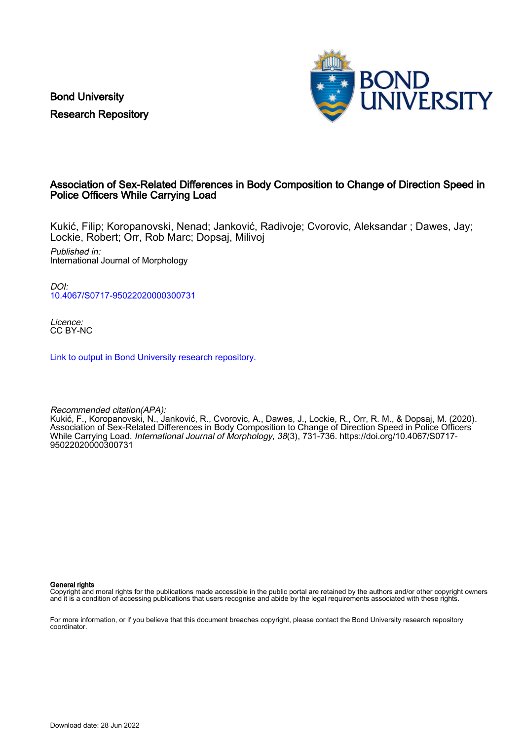Bond University
Research Repository

# Association of Sex-Related Differences in Body Composition to Change of Direction Speed in Police Officers While Carrying Load

Kukić, Filip; Koropanovski, Nenad; Janković, Radivoje; Cvorovic, Aleksandar ; Dawes, Jay; Lockie, Robert; Orr, Rob Marc; Dopsaj, Milivoj

*Published in:*
International Journal of Morphology

*DOI:*
10.4067/S0717-95022020000300731

*Licence:*
CC BY-NC

Link to output in Bond University research repository.

*Recommended citation(APA):*
Kukić, F., Koropanovski, N., Janković, R., Cvorovic, A., Dawes, J., Lockie, R., Orr, R. M., & Dopsaj, M. (2020). Association of Sex-Related Differences in Body Composition to Change of Direction Speed in Police Officers While Carrying Load. *International Journal of Morphology*, *38*(3), 731-736. https://doi.org/10.4067/S0717-95022020000300731

**General rights**
Copyright and moral rights for the publications made accessible in the public portal are retained by the authors and/or other copyright owners and it is a condition of accessing publications that users recognise and abide by the legal requirements associated with these rights.

For more information, or if you believe that this document breaches copyright, please contact the Bond University research repository coordinator.

Download date: 28 Jun 2022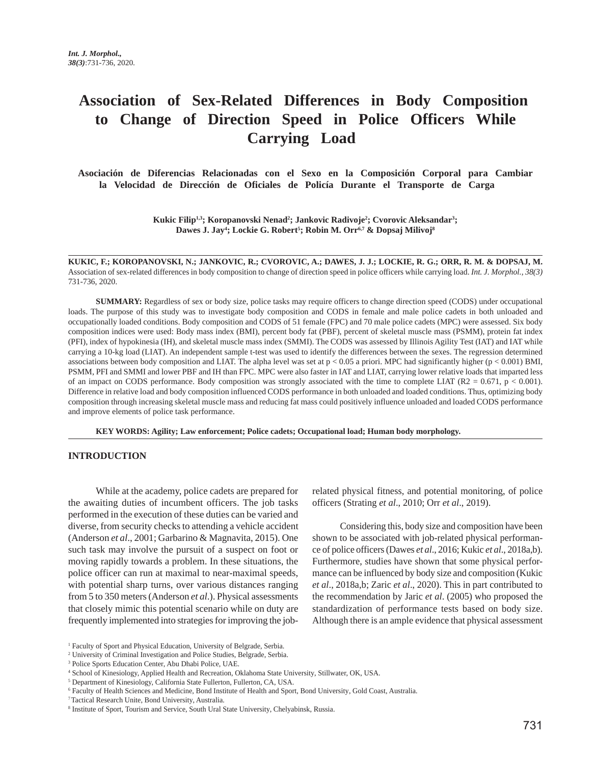# Association of Sex-Related Differences in Body Composition to Change of Direction Speed in Police Officers While Carrying Load

## Asociación de Diferencias Relacionadas con el Sexo en la Composición Corporal para Cambiar la Velocidad de Dirección de Oficiales de Policía Durante el Transporte de Carga

**Kukic Filip[1,3]; Koropanovski Nenad[2]; Jankovic Radivoje[2]; Cvorovic Aleksandar[3]; Dawes J. Jay[4]; Lockie G. Robert[5]; Robin M. Orr[6,7] & Dopsaj Milivoj[8]**

**KUKIC, F.; KOROPANOVSKI, N.; JANKOVIC, R.; CVOROVIC, A.; DAWES, J. J.; LOCKIE, R. G.; ORR, R. M. & DOPSAJ, M.** Association of sex-related differences in body composition to change of direction speed in police officers while carrying load. *Int. J. Morphol., 38(3)* 731-736, 2020.

**SUMMARY:** Regardless of sex or body size, police tasks may require officers to change direction speed (CODS) under occupational loads. The purpose of this study was to investigate body composition and CODS in female and male police cadets in both unloaded and occupationally loaded conditions. Body composition and CODS of 51 female (FPC) and 70 male police cadets (MPC) were assessed. Six body composition indices were used: Body mass index (BMI), percent body fat (PBF), percent of skeletal muscle mass (PSMM), protein fat index (PFI), index of hypokinesia (IH), and skeletal muscle mass index (SMMI). The CODS was assessed by Illinois Agility Test (IAT) and IAT while carrying a 10-kg load (LIAT). An independent sample t-test was used to identify the differences between the sexes. The regression determined associations between body composition and LIAT. The alpha level was set at $p < 0.05$ a priori. MPC had significantly higher ($p < 0.001$) BMI, PSMM, PFI and SMMI and lower PBF and IH than FPC. MPC were also faster in IAT and LIAT, carrying lower relative loads that imparted less of an impact on CODS performance. Body composition was strongly associated with the time to complete LIAT ($R2 = 0.671$, $p < 0.001$). Difference in relative load and body composition influenced CODS performance in both unloaded and loaded conditions. Thus, optimizing body composition through increasing skeletal muscle mass and reducing fat mass could positively influence unloaded and loaded CODS performance and improve elements of police task performance.

**KEY WORDS: Agility; Law enforcement; Police cadets; Occupational load; Human body morphology.**

## INTRODUCTION

While at the academy, police cadets are prepared for the awaiting duties of incumbent officers. The job tasks performed in the execution of these duties can be varied and diverse, from security checks to attending a vehicle accident (Anderson *et al*., 2001; Garbarino & Magnavita, 2015). One such task may involve the pursuit of a suspect on foot or moving rapidly towards a problem. In these situations, the police officer can run at maximal to near-maximal speeds, with potential sharp turns, over various distances ranging from 5 to 350 meters (Anderson *et al*.). Physical assessments that closely mimic this potential scenario while on duty are frequently implemented into strategies for improving the job-related physical fitness, and potential monitoring, of police officers (Strating *et al*., 2010; Orr *et al*., 2019).

Considering this, body size and composition have been shown to be associated with job-related physical performance of police officers (Dawes *et al*., 2016; Kukic *et al*., 2018a,b). Furthermore, studies have shown that some physical performance can be influenced by body size and composition (Kukic *et al*., 2018a,b; Zaric *et al*., 2020). This in part contributed to the recommendation by Jaric *et al*. (2005) who proposed the standardization of performance tests based on body size. Although there is an ample evidence that physical assessment

[1] Faculty of Sport and Physical Education, University of Belgrade, Serbia.
[2] University of Criminal Investigation and Police Studies, Belgrade, Serbia.
[3] Police Sports Education Center, Abu Dhabi Police, UAE.
[4] School of Kinesiology, Applied Health and Recreation, Oklahoma State University, Stillwater, OK, USA.
[5] Department of Kinesiology, California State Fullerton, Fullerton, CA, USA.
[6] Faculty of Health Sciences and Medicine, Bond Institute of Health and Sport, Bond University, Gold Coast, Australia.
[7] Tactical Research Unite, Bond University, Australia.
[8] Institute of Sport, Tourism and Service, South Ural State University, Chelyabinsk, Russia.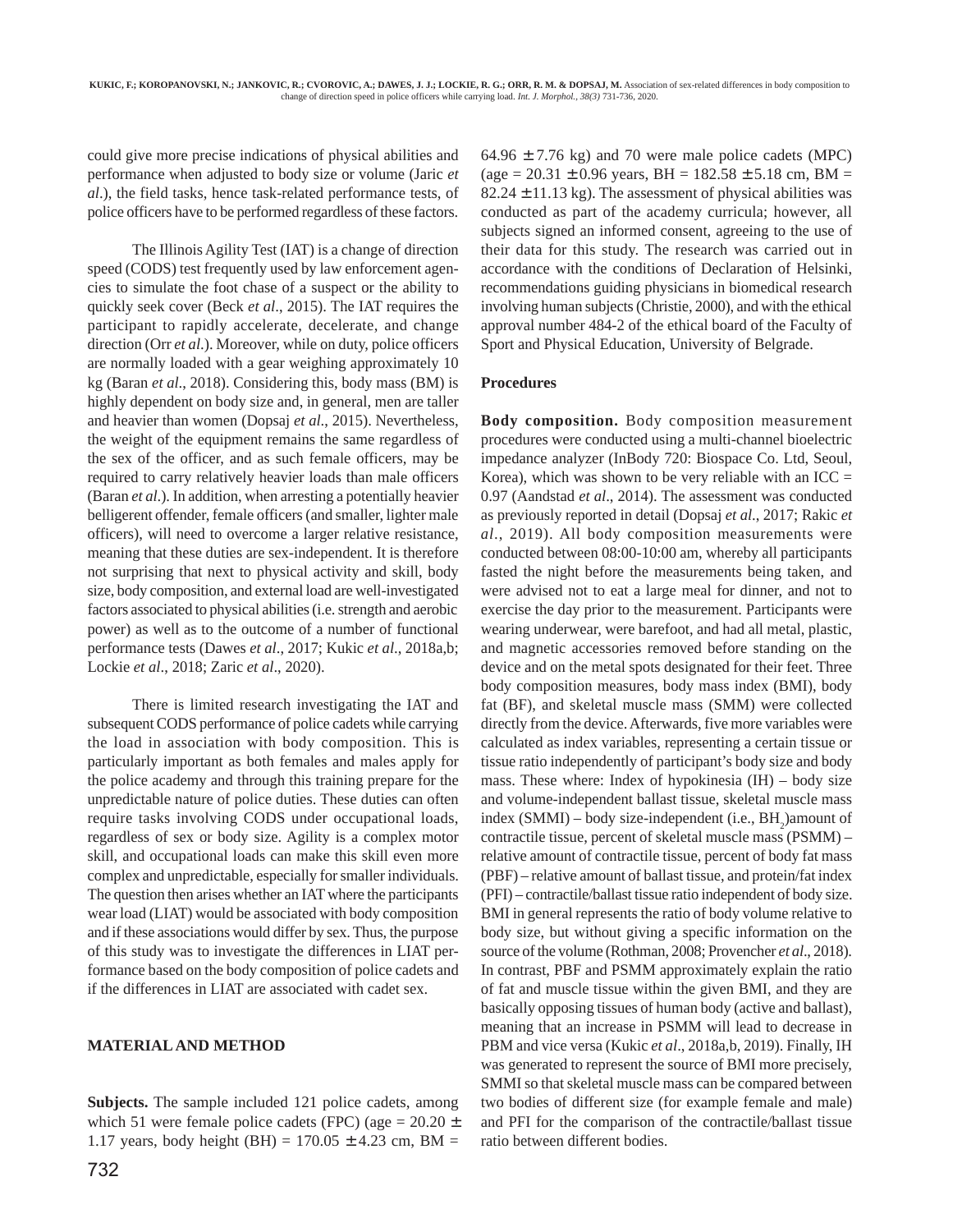could give more precise indications of physical abilities and performance when adjusted to body size or volume (Jaric *et al*.), the field tasks, hence task-related performance tests, of police officers have to be performed regardless of these factors.

The Illinois Agility Test (IAT) is a change of direction speed (CODS) test frequently used by law enforcement agencies to simulate the foot chase of a suspect or the ability to quickly seek cover (Beck *et al*., 2015). The IAT requires the participant to rapidly accelerate, decelerate, and change direction (Orr *et al*.). Moreover, while on duty, police officers are normally loaded with a gear weighing approximately 10 kg (Baran *et al*., 2018). Considering this, body mass (BM) is highly dependent on body size and, in general, men are taller and heavier than women (Dopsaj *et al*., 2015). Nevertheless, the weight of the equipment remains the same regardless of the sex of the officer, and as such female officers, may be required to carry relatively heavier loads than male officers (Baran *et al*.). In addition, when arresting a potentially heavier belligerent offender, female officers (and smaller, lighter male officers), will need to overcome a larger relative resistance, meaning that these duties are sex-independent. It is therefore not surprising that next to physical activity and skill, body size, body composition, and external load are well-investigated factors associated to physical abilities (i.e. strength and aerobic power) as well as to the outcome of a number of functional performance tests (Dawes *et al*., 2017; Kukic *et al*., 2018a,b; Lockie *et al*., 2018; Zaric *et al*., 2020).

There is limited research investigating the IAT and subsequent CODS performance of police cadets while carrying the load in association with body composition. This is particularly important as both females and males apply for the police academy and through this training prepare for the unpredictable nature of police duties. These duties can often require tasks involving CODS under occupational loads, regardless of sex or body size. Agility is a complex motor skill, and occupational loads can make this skill even more complex and unpredictable, especially for smaller individuals. The question then arises whether an IAT where the participants wear load (LIAT) would be associated with body composition and if these associations would differ by sex. Thus, the purpose of this study was to investigate the differences in LIAT performance based on the body composition of police cadets and if the differences in LIAT are associated with cadet sex.

## MATERIAL AND METHOD

**Subjects.** The sample included 121 police cadets, among which 51 were female police cadets (FPC) (age = 20.20 ± 1.17 years, body height (BH) = 170.05 ± 4.23 cm, BM = 64.96 ± 7.76 kg) and 70 were male police cadets (MPC) (age = 20.31 ± 0.96 years, BH = 182.58 ± 5.18 cm, BM = 82.24 ± 11.13 kg). The assessment of physical abilities was conducted as part of the academy curricula; however, all subjects signed an informed consent, agreeing to the use of their data for this study. The research was carried out in accordance with the conditions of Declaration of Helsinki, recommendations guiding physicians in biomedical research involving human subjects (Christie, 2000), and with the ethical approval number 484-2 of the ethical board of the Faculty of Sport and Physical Education, University of Belgrade.

### Procedures

**Body composition.** Body composition measurement procedures were conducted using a multi-channel bioelectric impedance analyzer (InBody 720: Biospace Co. Ltd, Seoul, Korea), which was shown to be very reliable with an ICC = 0.97 (Aandstad *et al*., 2014). The assessment was conducted as previously reported in detail (Dopsaj *et al*., 2017; Rakic *et al*., 2019). All body composition measurements were conducted between 08:00-10:00 am, whereby all participants fasted the night before the measurements being taken, and were advised not to eat a large meal for dinner, and not to exercise the day prior to the measurement. Participants were wearing underwear, were barefoot, and had all metal, plastic, and magnetic accessories removed before standing on the device and on the metal spots designated for their feet. Three body composition measures, body mass index (BMI), body fat (BF), and skeletal muscle mass (SMM) were collected directly from the device. Afterwards, five more variables were calculated as index variables, representing a certain tissue or tissue ratio independently of participant's body size and body mass. These where: Index of hypokinesia (IH) – body size and volume-independent ballast tissue, skeletal muscle mass index (SMMI) – body size-independent (i.e., $BH_2$)amount of contractile tissue, percent of skeletal muscle mass (PSMM) – relative amount of contractile tissue, percent of body fat mass (PBF) – relative amount of ballast tissue, and protein/fat index (PFI) – contractile/ballast tissue ratio independent of body size. BMI in general represents the ratio of body volume relative to body size, but without giving a specific information on the source of the volume (Rothman, 2008; Provencher *et al*., 2018). In contrast, PBF and PSMM approximately explain the ratio of fat and muscle tissue within the given BMI, and they are basically opposing tissues of human body (active and ballast), meaning that an increase in PSMM will lead to decrease in PBM and vice versa (Kukic *et al*., 2018a,b, 2019). Finally, IH was generated to represent the source of BMI more precisely, SMMI so that skeletal muscle mass can be compared between two bodies of different size (for example female and male) and PFI for the comparison of the contractile/ballast tissue ratio between different bodies.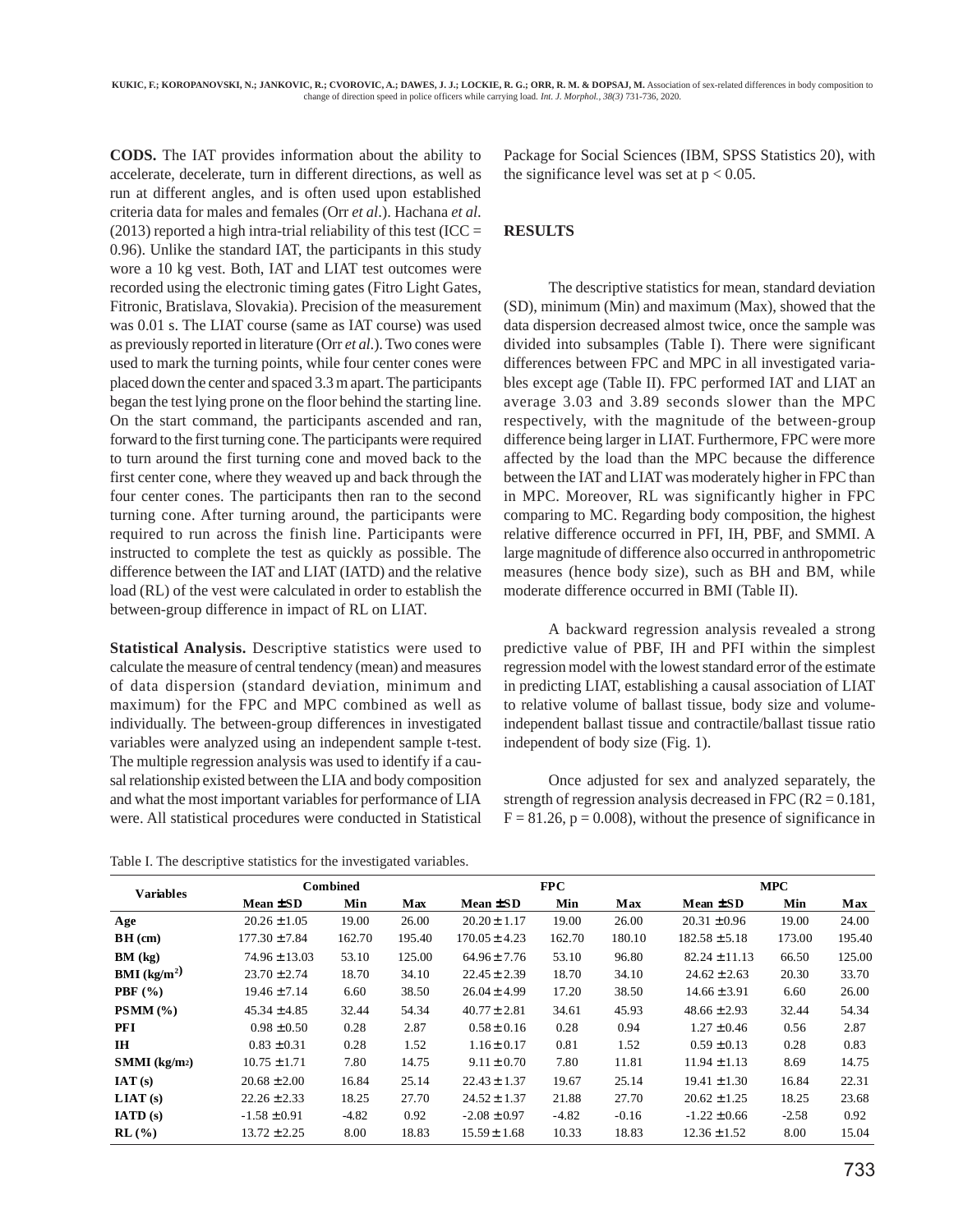**CODS.** The IAT provides information about the ability to accelerate, decelerate, turn in different directions, as well as run at different angles, and is often used upon established criteria data for males and females (Orr *et al*.). Hachana *et al.* (2013) reported a high intra-trial reliability of this test (ICC = 0.96). Unlike the standard IAT, the participants in this study wore a 10 kg vest. Both, IAT and LIAT test outcomes were recorded using the electronic timing gates (Fitro Light Gates, Fitronic, Bratislava, Slovakia). Precision of the measurement was 0.01 s. The LIAT course (same as IAT course) was used as previously reported in literature (Orr *et al*.). Two cones were used to mark the turning points, while four center cones were placed down the center and spaced 3.3 m apart. The participants began the test lying prone on the floor behind the starting line. On the start command, the participants ascended and ran, forward to the first turning cone. The participants were required to turn around the first turning cone and moved back to the first center cone, where they weaved up and back through the four center cones. The participants then ran to the second turning cone. After turning around, the participants were required to run across the finish line. Participants were instructed to complete the test as quickly as possible. The difference between the IAT and LIAT (IATD) and the relative load (RL) of the vest were calculated in order to establish the between-group difference in impact of RL on LIAT.

**Statistical Analysis.** Descriptive statistics were used to calculate the measure of central tendency (mean) and measures of data dispersion (standard deviation, minimum and maximum) for the FPC and MPC combined as well as individually. The between-group differences in investigated variables were analyzed using an independent sample t-test. The multiple regression analysis was used to identify if a causal relationship existed between the LIA and body composition and what the most important variables for performance of LIA were. All statistical procedures were conducted in Statistical Package for Social Sciences (IBM, SPSS Statistics 20), with the significance level was set at $p < 0.05$.

## RESULTS

The descriptive statistics for mean, standard deviation (SD), minimum (Min) and maximum (Max), showed that the data dispersion decreased almost twice, once the sample was divided into subsamples (Table I). There were significant differences between FPC and MPC in all investigated variables except age (Table II). FPC performed IAT and LIAT an average 3.03 and 3.89 seconds slower than the MPC respectively, with the magnitude of the between-group difference being larger in LIAT. Furthermore, FPC were more affected by the load than the MPC because the difference between the IAT and LIAT was moderately higher in FPC than in MPC. Moreover, RL was significantly higher in FPC comparing to MC. Regarding body composition, the highest relative difference occurred in PFI, IH, PBF, and SMMI. A large magnitude of difference also occurred in anthropometric measures (hence body size), such as BH and BM, while moderate difference occurred in BMI (Table II).

A backward regression analysis revealed a strong predictive value of PBF, IH and PFI within the simplest regression model with the lowest standard error of the estimate in predicting LIAT, establishing a causal association of LIAT to relative volume of ballast tissue, body size and volume-independent ballast tissue and contractile/ballast tissue ratio independent of body size (Fig. 1).

Once adjusted for sex and analyzed separately, the strength of regression analysis decreased in FPC ($R2 = 0.181$, $F = 81.26$, $p = 0.008$), without the presence of significance in

Table I. The descriptive statistics for the investigated variables.

| Variables | Combined | | | FPC | | | MPC | | |
|---|---|---|---|---|---|---|---|---|---|
| | Mean ± SD | Min | Max | Mean ± SD | Min | Max | Mean ± SD | Min | Max |
| **Age** | 20.26 ± 1.05 | 19.00 | 26.00 | 20.20 ± 1.17 | 19.00 | 26.00 | 20.31 ± 0.96 | 19.00 | 24.00 |
| **BH (cm)** | 177.30 ± 7.84 | 162.70 | 195.40 | 170.05 ± 4.23 | 162.70 | 180.10 | 182.58 ± 5.18 | 173.00 | 195.40 |
| **BM (kg)** | 74.96 ± 13.03 | 53.10 | 125.00 | 64.96 ± 7.76 | 53.10 | 96.80 | 82.24 ± 11.13 | 66.50 | 125.00 |
| **BMI (kg/m$^2$)** | 23.70 ± 2.74 | 18.70 | 34.10 | 22.45 ± 2.39 | 18.70 | 34.10 | 24.62 ± 2.63 | 20.30 | 33.70 |
| **PBF (%)** | 19.46 ± 7.14 | 6.60 | 38.50 | 26.04 ± 4.99 | 17.20 | 38.50 | 14.66 ± 3.91 | 6.60 | 26.00 |
| **PSMM (%)** | 45.34 ± 4.85 | 32.44 | 54.34 | 40.77 ± 2.81 | 34.61 | 45.93 | 48.66 ± 2.93 | 32.44 | 54.34 |
| **PFI** | 0.98 ± 0.50 | 0.28 | 2.87 | 0.58 ± 0.16 | 0.28 | 0.94 | 1.27 ± 0.46 | 0.56 | 2.87 |
| **IH** | 0.83 ± 0.31 | 0.28 | 1.52 | 1.16 ± 0.17 | 0.81 | 1.52 | 0.59 ± 0.13 | 0.28 | 0.83 |
| **SMMI (kg/m$^2$)** | 10.75 ± 1.71 | 7.80 | 14.75 | 9.11 ± 0.70 | 7.80 | 11.81 | 11.94 ± 1.13 | 8.69 | 14.75 |
| **IAT (s)** | 20.68 ± 2.00 | 16.84 | 25.14 | 22.43 ± 1.37 | 19.67 | 25.14 | 19.41 ± 1.30 | 16.84 | 22.31 |
| **LIAT (s)** | 22.26 ± 2.33 | 18.25 | 27.70 | 24.52 ± 1.37 | 21.88 | 27.70 | 20.62 ± 1.25 | 18.25 | 23.68 |
| **IATD (s)** | -1.58 ± 0.91 | -4.82 | 0.92 | -2.08 ± 0.97 | -4.82 | -0.16 | -1.22 ± 0.66 | -2.58 | 0.92 |
| **RL (%)** | 13.72 ± 2.25 | 8.00 | 18.83 | 15.59 ± 1.68 | 10.33 | 18.83 | 12.36 ± 1.52 | 8.00 | 15.04 |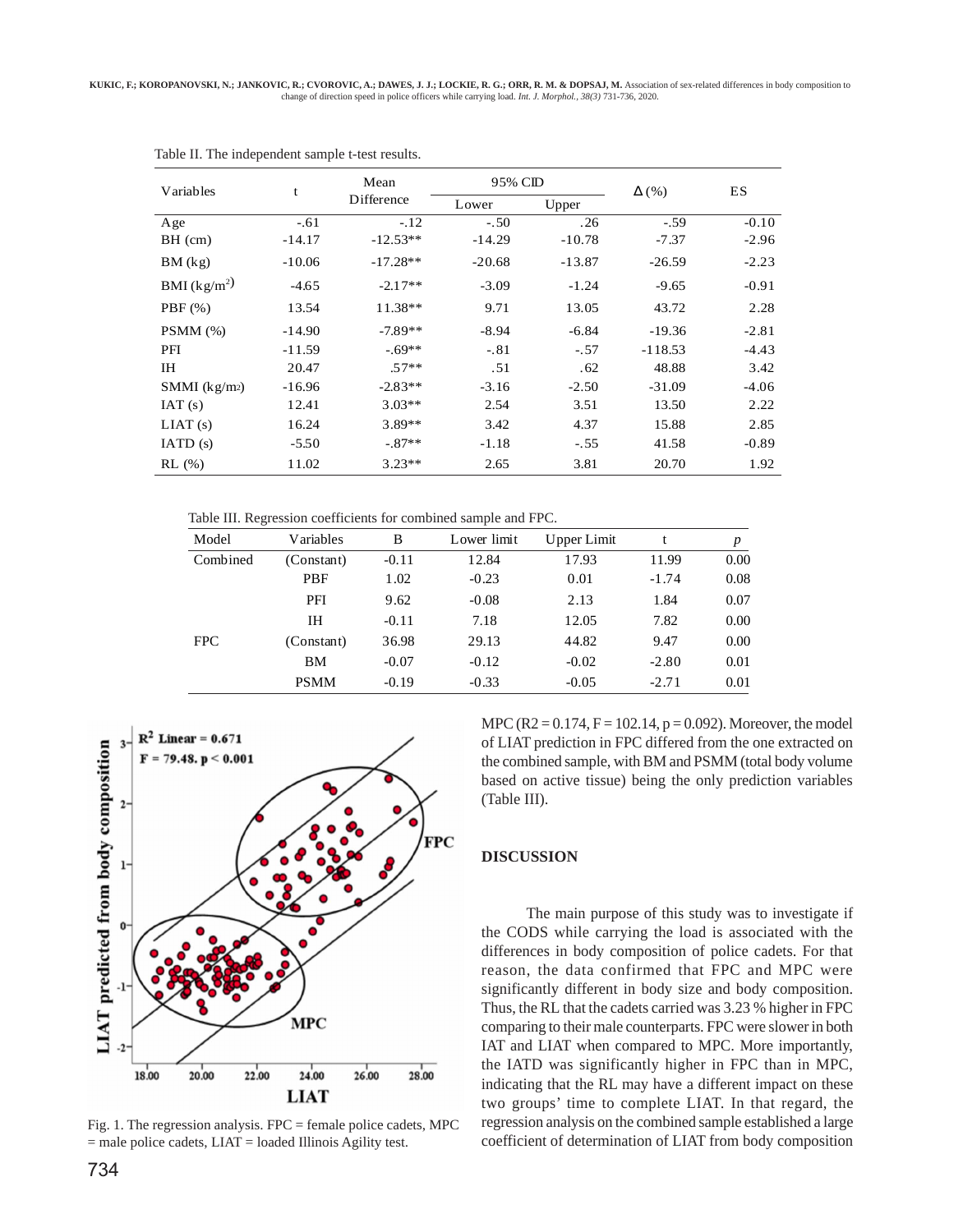Table II. The independent sample t-test results.

| Variables | t | Mean Difference | 95% CID | | Δ (%) | ES |
|---|---|---|---|---|---|---|
| | | | Lower | Upper | | |
| Age | -.61 | -.12 | -.50 | .26 | -.59 | -0.10 |
| BH (cm) | -14.17 | -12.53** | -14.29 | -10.78 | -7.37 | -2.96 |
| BM (kg) | -10.06 | -17.28** | -20.68 | -13.87 | -26.59 | -2.23 |
| BMI ($kg/m^2$) | -4.65 | -2.17** | -3.09 | -1.24 | -9.65 | -0.91 |
| PBF (%) | 13.54 | 11.38** | 9.71 | 13.05 | 43.72 | 2.28 |
| PSMM (%) | -14.90 | -7.89** | -8.94 | -6.84 | -19.36 | -2.81 |
| PFI | -11.59 | -.69** | -.81 | -.57 | -118.53 | -4.43 |
| IH | 20.47 | .57** | .51 | .62 | 48.88 | 3.42 |
| SMMI ($kg/m_2$) | -16.96 | -2.83** | -3.16 | -2.50 | -31.09 | -4.06 |
| IAT (s) | 12.41 | 3.03** | 2.54 | 3.51 | 13.50 | 2.22 |
| LIAT (s) | 16.24 | 3.89** | 3.42 | 4.37 | 15.88 | 2.85 |
| IATD (s) | -5.50 | -.87** | -1.18 | -.55 | 41.58 | -0.89 |
| RL (%) | 11.02 | 3.23** | 2.65 | 3.81 | 20.70 | 1.92 |

Table III. Regression coefficients for combined sample and FPC.

| Model | Variables | B | Lower limit | Upper Limit | t | *p* |
|---|---|---|---|---|---|---|
| Combined | (Constant) | -0.11 | 12.84 | 17.93 | 11.99 | 0.00 |
| | PBF | 1.02 | -0.23 | 0.01 | -1.74 | 0.08 |
| | PFI | 9.62 | -0.08 | 2.13 | 1.84 | 0.07 |
| | IH | -0.11 | 7.18 | 12.05 | 7.82 | 0.00 |
| FPC | (Constant) | 36.98 | 29.13 | 44.82 | 9.47 | 0.00 |
| | BM | -0.07 | -0.12 | -0.02 | -2.80 | 0.01 |
| | PSMM | -0.19 | -0.33 | -0.05 | -2.71 | 0.01 |

Fig. 1. The regression analysis. FPC = female police cadets, MPC = male police cadets, LIAT = loaded Illinois Agility test.

MPC (R2 = 0.174, F = 102.14, p = 0.092). Moreover, the model of LIAT prediction in FPC differed from the one extracted on the combined sample, with BM and PSMM (total body volume based on active tissue) being the only prediction variables (Table III).

## DISCUSSION

The main purpose of this study was to investigate if the CODS while carrying the load is associated with the differences in body composition of police cadets. For that reason, the data confirmed that FPC and MPC were significantly different in body size and body composition. Thus, the RL that the cadets carried was 3.23 % higher in FPC comparing to their male counterparts. FPC were slower in both IAT and LIAT when compared to MPC. More importantly, the IATD was significantly higher in FPC than in MPC, indicating that the RL may have a different impact on these two groups' time to complete LIAT. In that regard, the regression analysis on the combined sample established a large coefficient of determination of LIAT from body composition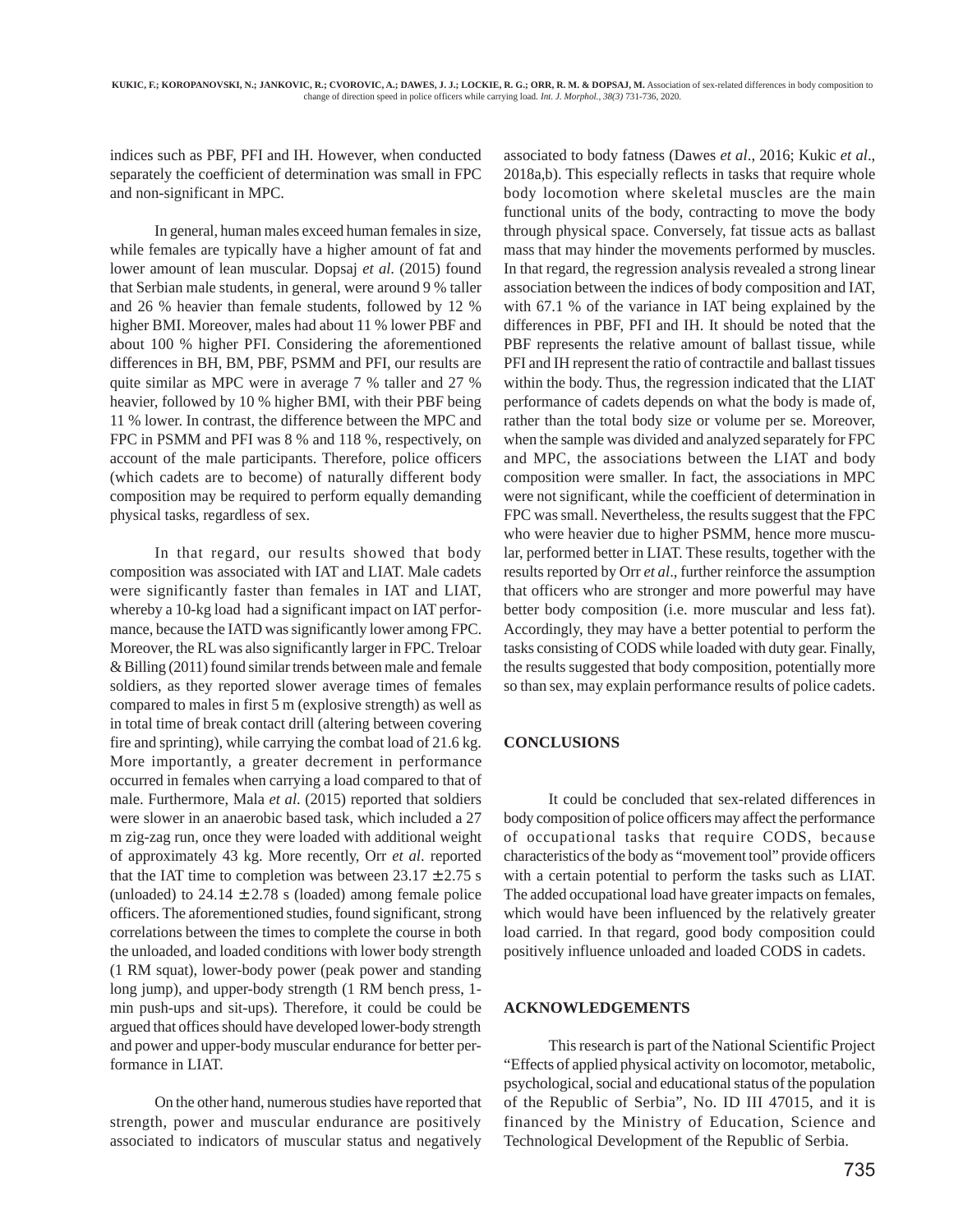indices such as PBF, PFI and IH. However, when conducted separately the coefficient of determination was small in FPC and non-significant in MPC.

In general, human males exceed human females in size, while females are typically have a higher amount of fat and lower amount of lean muscular. Dopsaj *et al*. (2015) found that Serbian male students, in general, were around 9 % taller and 26 % heavier than female students, followed by 12 % higher BMI. Moreover, males had about 11 % lower PBF and about 100 % higher PFI. Considering the aforementioned differences in BH, BM, PBF, PSMM and PFI, our results are quite similar as MPC were in average 7 % taller and 27 % heavier, followed by 10 % higher BMI, with their PBF being 11 % lower. In contrast, the difference between the MPC and FPC in PSMM and PFI was 8 % and 118 %, respectively, on account of the male participants. Therefore, police officers (which cadets are to become) of naturally different body composition may be required to perform equally demanding physical tasks, regardless of sex.

In that regard, our results showed that body composition was associated with IAT and LIAT. Male cadets were significantly faster than females in IAT and LIAT, whereby a 10-kg load had a significant impact on IAT performance, because the IATD was significantly lower among FPC. Moreover, the RL was also significantly larger in FPC. Treloar & Billing (2011) found similar trends between male and female soldiers, as they reported slower average times of females compared to males in first 5 m (explosive strength) as well as in total time of break contact drill (altering between covering fire and sprinting), while carrying the combat load of 21.6 kg. More importantly, a greater decrement in performance occurred in females when carrying a load compared to that of male. Furthermore, Mala *et al*. (2015) reported that soldiers were slower in an anaerobic based task, which included a 27 m zig-zag run, once they were loaded with additional weight of approximately 43 kg. More recently, Orr *et al*. reported that the IAT time to completion was between 23.17 ± 2.75 s (unloaded) to 24.14 ± 2.78 s (loaded) among female police officers. The aforementioned studies, found significant, strong correlations between the times to complete the course in both the unloaded, and loaded conditions with lower body strength (1 RM squat), lower-body power (peak power and standing long jump), and upper-body strength (1 RM bench press, 1-min push-ups and sit-ups). Therefore, it could be could be argued that offices should have developed lower-body strength and power and upper-body muscular endurance for better performance in LIAT.

On the other hand, numerous studies have reported that strength, power and muscular endurance are positively associated to indicators of muscular status and negatively associated to body fatness (Dawes *et al*., 2016; Kukic *et al*., 2018a,b). This especially reflects in tasks that require whole body locomotion where skeletal muscles are the main functional units of the body, contracting to move the body through physical space. Conversely, fat tissue acts as ballast mass that may hinder the movements performed by muscles. In that regard, the regression analysis revealed a strong linear association between the indices of body composition and IAT, with 67.1 % of the variance in IAT being explained by the differences in PBF, PFI and IH. It should be noted that the PBF represents the relative amount of ballast tissue, while PFI and IH represent the ratio of contractile and ballast tissues within the body. Thus, the regression indicated that the LIAT performance of cadets depends on what the body is made of, rather than the total body size or volume per se. Moreover, when the sample was divided and analyzed separately for FPC and MPC, the associations between the LIAT and body composition were smaller. In fact, the associations in MPC were not significant, while the coefficient of determination in FPC was small. Nevertheless, the results suggest that the FPC who were heavier due to higher PSMM, hence more muscular, performed better in LIAT. These results, together with the results reported by Orr *et al*., further reinforce the assumption that officers who are stronger and more powerful may have better body composition (i.e. more muscular and less fat). Accordingly, they may have a better potential to perform the tasks consisting of CODS while loaded with duty gear. Finally, the results suggested that body composition, potentially more so than sex, may explain performance results of police cadets.

## CONCLUSIONS

It could be concluded that sex-related differences in body composition of police officers may affect the performance of occupational tasks that require CODS, because characteristics of the body as "movement tool" provide officers with a certain potential to perform the tasks such as LIAT. The added occupational load have greater impacts on females, which would have been influenced by the relatively greater load carried. In that regard, good body composition could positively influence unloaded and loaded CODS in cadets.

## ACKNOWLEDGEMENTS

This research is part of the National Scientific Project "Effects of applied physical activity on locomotor, metabolic, psychological, social and educational status of the population of the Republic of Serbia", No. ID III 47015, and it is financed by the Ministry of Education, Science and Technological Development of the Republic of Serbia.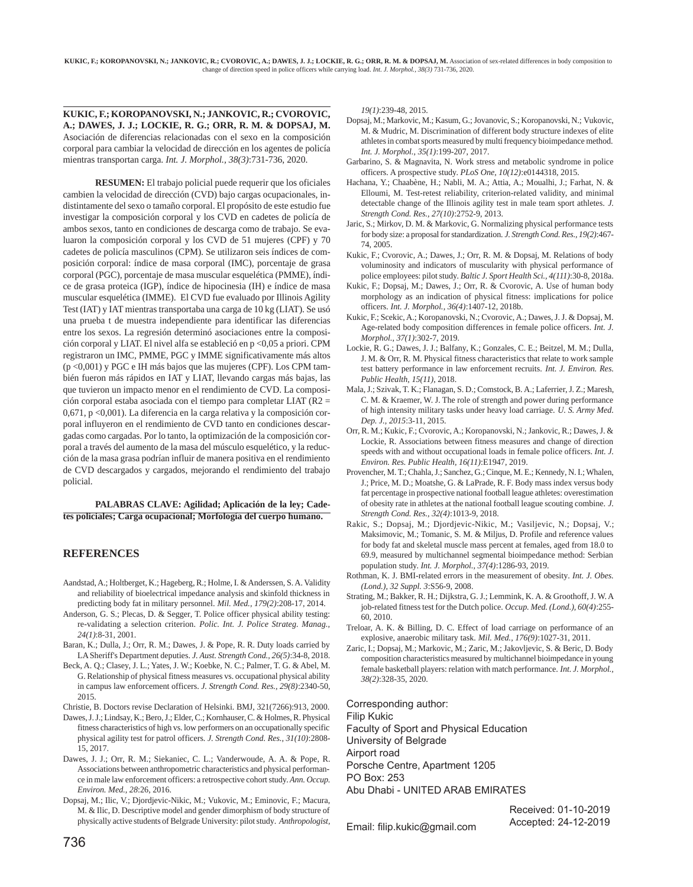**KUKIC, F.; KOROPANOVSKI, N.; JANKOVIC, R.; CVOROVIC, A.; DAWES, J. J.; LOCKIE, R. G.; ORR, R. M. & DOPSAJ, M.** Asociación de diferencias relacionadas con el sexo en la composición corporal para cambiar la velocidad de dirección en los agentes de policía mientras transportan carga. *Int. J. Morphol., 38(3)*:731-736, 2020.

**RESUMEN:** El trabajo policial puede requerir que los oficiales cambien la velocidad de dirección (CVD) bajo cargas ocupacionales, indistintamente del sexo o tamaño corporal. El propósito de este estudio fue investigar la composición corporal y los CVD en cadetes de policía de ambos sexos, tanto en condiciones de descarga como de trabajo. Se evaluaron la composición corporal y los CVD de 51 mujeres (CPF) y 70 cadetes de policía masculinos (CPM). Se utilizaron seis índices de composición corporal: índice de masa corporal (IMC), porcentaje de grasa corporal (PGC), porcentaje de masa muscular esquelética (PMME), índice de grasa proteica (IGP), índice de hipocinesia (IH) e índice de masa muscular esquelética (IMME). El CVD fue evaluado por Illinois Agility Test (IAT) y IAT mientras transportaba una carga de 10 kg (LIAT). Se usó una prueba t de muestra independiente para identificar las diferencias entre los sexos. La regresión determinó asociaciones entre la composición corporal y LIAT. El nivel alfa se estableció en $p < 0,05$ a priori. CPM registraron un IMC, PMME, PGC y IMME significativamente más altos ($p < 0,001$) y PGC e IH más bajos que las mujeres (CPF). Los CPM también fueron más rápidos en IAT y LIAT, llevando cargas más bajas, las que tuvieron un impacto menor en el rendimiento de CVD. La composición corporal estaba asociada con el tiempo para completar LIAT ($R^2 = 0,671$, $p < 0,001$). La diferencia en la carga relativa y la composición corporal influyeron en el rendimiento de CVD tanto en condiciones descargadas como cargadas. Por lo tanto, la optimización de la composición corporal a través del aumento de la masa del músculo esquelético, y la reducción de la masa grasa podrían influir de manera positiva en el rendimiento de CVD descargados y cargados, mejorando el rendimiento del trabajo policial.

**PALABRAS CLAVE: Agilidad; Aplicación de la ley; Cadetes policiales; Carga ocupacional; Morfología del cuerpo humano.**

## REFERENCES

Aandstad, A.; Holtberget, K.; Hageberg, R.; Holme, I. & Anderssen, S. A. Validity and reliability of bioelectrical impedance analysis and skinfold thickness in predicting body fat in military personnel. *Mil. Med., 179(2)*:208-17, 2014.

Anderson, G. S.; Plecas, D. & Segger, T. Police officer physical ability testing: re-validating a selection criterion. *Polic. Int. J. Police Strateg. Manag., 24(1)*:8-31, 2001.

Baran, K.; Dulla, J.; Orr, R. M.; Dawes, J. & Pope, R. R. Duty loads carried by LA Sheriff's Department deputies. *J. Aust. Strength Cond., 26(5)*:34-8, 2018.

Beck, A. Q.; Clasey, J. L.; Yates, J. W.; Koebke, N. C.; Palmer, T. G. & Abel, M. G. Relationship of physical fitness measures vs. occupational physical ability in campus law enforcement officers. *J. Strength Cond. Res., 29(8)*:2340-50, 2015.

Christie, B. Doctors revise Declaration of Helsinki. BMJ, 321(7266):913, 2000.

Dawes, J. J.; Lindsay, K.; Bero, J.; Elder, C.; Kornhauser, C. & Holmes, R. Physical fitness characteristics of high vs. low performers on an occupationally specific physical agility test for patrol officers. *J. Strength Cond. Res., 31(10)*:2808-15, 2017.

Dawes, J. J.; Orr, R. M.; Siekaniec, C. L.; Vanderwoude, A. A. & Pope, R. Associations between anthropometric characteristics and physical performance in male law enforcement officers: a retrospective cohort study. *Ann. Occup. Environ. Med., 28*:26, 2016.

Dopsaj, M.; Ilic, V.; Djordjevic-Nikic, M.; Vukovic, M.; Eminovic, F.; Macura, M. & Ilic, D. Descriptive model and gender dimorphism of body structure of physically active students of Belgrade University: pilot study. *Anthropologist, 19(1)*:239-48, 2015.

Dopsaj, M.; Markovic, M.; Kasum, G.; Jovanovic, S.; Koropanovski, N.; Vukovic, M. & Mudric, M. Discrimination of different body structure indexes of elite athletes in combat sports measured by multi frequency bioimpedance method. *Int. J. Morphol., 35(1)*:199-207, 2017.

Garbarino, S. & Magnavita, N. Work stress and metabolic syndrome in police officers. A prospective study. *PLoS One, 10(12)*:e0144318, 2015.

Hachana, Y.; Chaabène, H.; Nabli, M. A.; Attia, A.; Moualhi, J.; Farhat, N. & Elloumi, M. Test-retest reliability, criterion-related validity, and minimal detectable change of the Illinois agility test in male team sport athletes. *J. Strength Cond. Res., 27(10)*:2752-9, 2013.

Jaric, S.; Mirkov, D. M. & Markovic, G. Normalizing physical performance tests for body size: a proposal for standardization. *J. Strength Cond. Res., 19(2)*:467-74, 2005.

Kukic, F.; Cvorovic, A.; Dawes, J.; Orr, R. M. & Dopsaj, M. Relations of body voluminosity and indicators of muscularity with physical performance of police employees: pilot study. *Baltic J. Sport Health Sci., 4(111)*:30-8, 2018a.

Kukic, F.; Dopsaj, M.; Dawes, J.; Orr, R. & Cvorovic, A. Use of human body morphology as an indication of physical fitness: implications for police officers. *Int. J. Morphol., 36(4)*:1407-12, 2018b.

Kukic, F.; Scekic, A.; Koropanovski, N.; Cvorovic, A.; Dawes, J. J. & Dopsaj, M. Age-related body composition differences in female police officers. *Int. J. Morphol., 37(1)*:302-7, 2019.

Lockie, R. G.; Dawes, J. J.; Balfany, K.; Gonzales, C. E.; Beitzel, M. M.; Dulla, J. M. & Orr, R. M. Physical fitness characteristics that relate to work sample test battery performance in law enforcement recruits. *Int. J. Environ. Res. Public Health, 15(11)*, 2018.

Mala, J.; Szivak, T. K.; Flanagan, S. D.; Comstock, B. A.; Laferrier, J. Z.; Maresh, C. M. & Kraemer, W. J. The role of strength and power during performance of high intensity military tasks under heavy load carriage. *U. S. Army Med. Dep. J., 2015*:3-11, 2015.

Orr, R. M.; Kukic, F.; Cvorovic, A.; Koropanovski, N.; Jankovic, R.; Dawes, J. & Lockie, R. Associations between fitness measures and change of direction speeds with and without occupational loads in female police officers. *Int. J. Environ. Res. Public Health, 16(11)*:E1947, 2019.

Provencher, M. T.; Chahla, J.; Sanchez, G.; Cinque, M. E.; Kennedy, N. I.; Whalen, J.; Price, M. D.; Moatshe, G. & LaPrade, R. F. Body mass index versus body fat percentage in prospective national football league athletes: overestimation of obesity rate in athletes at the national football league scouting combine. *J. Strength Cond. Res., 32(4)*:1013-9, 2018.

Rakic, S.; Dopsaj, M.; Djordjevic-Nikic, M.; Vasiljevic, N.; Dopsaj, V.; Maksimovic, M.; Tomanic, S. M. & Miljus, D. Profile and reference values for body fat and skeletal muscle mass percent at females, aged from 18.0 to 69.9, measured by multichannel segmental bioimpedance method: Serbian population study. *Int. J. Morphol., 37(4)*:1286-93, 2019.

Rothman, K. J. BMI-related errors in the measurement of obesity. *Int. J. Obes. (Lond.), 32 Suppl. 3*:S56-9, 2008.

Strating, M.; Bakker, R. H.; Dijkstra, G. J.; Lemmink, K. A. & Groothoff, J. W. A job-related fitness test for the Dutch police. *Occup. Med. (Lond.), 60(4)*:255-60, 2010.

Treloar, A. K. & Billing, D. C. Effect of load carriage on performance of an explosive, anaerobic military task. *Mil. Med., 176(9)*:1027-31, 2011.

Zaric, I.; Dopsaj, M.; Markovic, M.; Zaric, M.; Jakovljevic, S. & Beric, D. Body composition characteristics measured by multichannel bioimpedance in young female basketball players: relation with match performance. *Int. J. Morphol., 38(2)*:328-35, 2020.

Corresponding author:
Filip Kukic
Faculty of Sport and Physical Education
University of Belgrade
Airport road
Porsche Centre, Apartment 1205
PO Box: 253
Abu Dhabi - UNITED ARAB EMIRATES

Email: filip.kukic@gmail.com

Received: 01-10-2019
Accepted: 24-12-2019